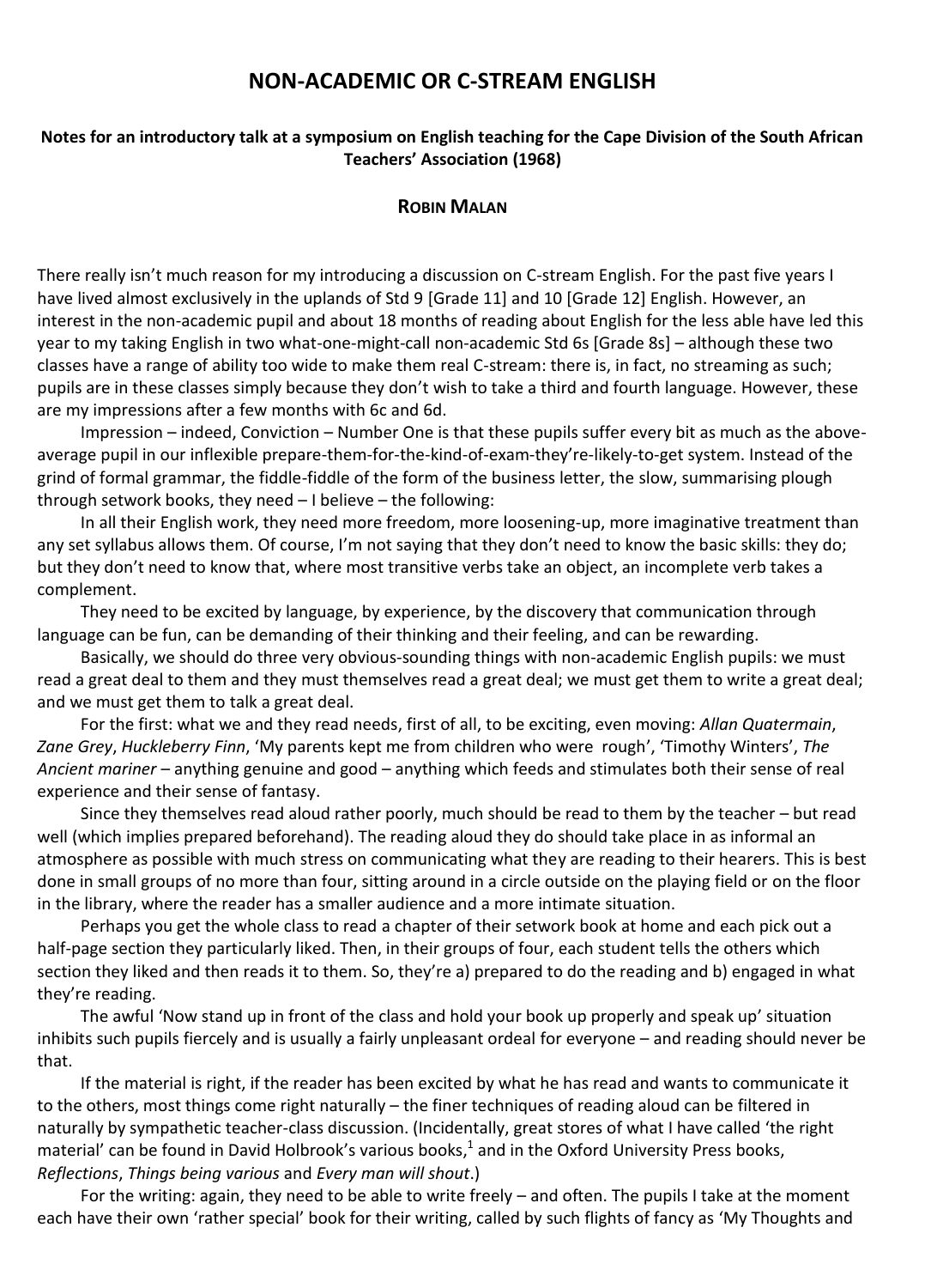# NON-ACADEMIC OR C-STREAM ENGLISH

**Notes for an introductory talk at a symposium on English teaching for the Cape Division of the South African Teachers' Association (1968)**

**ROBIN MALAN**

There really isn't much reason for my introducing a discussion on C-stream English. For the past five years I have lived almost exclusively in the uplands of Std 9 [Grade 11] and 10 [Grade 12] English. However, an interest in the non-academic pupil and about 18 months of reading about English for the less able have led this year to my taking English in two what-one-might-call non-academic Std 6s [Grade 8s] – although these two classes have a range of ability too wide to make them real C-stream: there is, in fact, no streaming as such; pupils are in these classes simply because they don't wish to take a third and fourth language. However, these are my impressions after a few months with 6c and 6d.

Impression – indeed, Conviction – Number One is that these pupils suffer every bit as much as the above-average pupil in our inflexible prepare-them-for-the-kind-of-exam-they're-likely-to-get system. Instead of the grind of formal grammar, the fiddle-fiddle of the form of the business letter, the slow, summarising plough through setwork books, they need – I believe – the following:

In all their English work, they need more freedom, more loosening-up, more imaginative treatment than any set syllabus allows them. Of course, I'm not saying that they don't need to know the basic skills: they do; but they don't need to know that, where most transitive verbs take an object, an incomplete verb takes a complement.

They need to be excited by language, by experience, by the discovery that communication through language can be fun, can be demanding of their thinking and their feeling, and can be rewarding.

Basically, we should do three very obvious-sounding things with non-academic English pupils: we must read a great deal to them and they must themselves read a great deal; we must get them to write a great deal; and we must get them to talk a great deal.

For the first: what we and they read needs, first of all, to be exciting, even moving: *Allan Quatermain*, *Zane Grey*, *Huckleberry Finn*, 'My parents kept me from children who were rough', 'Timothy Winters', *The Ancient mariner* – anything genuine and good – anything which feeds and stimulates both their sense of real experience and their sense of fantasy.

Since they themselves read aloud rather poorly, much should be read to them by the teacher – but read well (which implies prepared beforehand). The reading aloud they do should take place in as informal an atmosphere as possible with much stress on communicating what they are reading to their hearers. This is best done in small groups of no more than four, sitting around in a circle outside on the playing field or on the floor in the library, where the reader has a smaller audience and a more intimate situation.

Perhaps you get the whole class to read a chapter of their setwork book at home and each pick out a half-page section they particularly liked. Then, in their groups of four, each student tells the others which section they liked and then reads it to them. So, they're a) prepared to do the reading and b) engaged in what they're reading.

The awful 'Now stand up in front of the class and hold your book up properly and speak up' situation inhibits such pupils fiercely and is usually a fairly unpleasant ordeal for everyone – and reading should never be that.

If the material is right, if the reader has been excited by what he has read and wants to communicate it to the others, most things come right naturally – the finer techniques of reading aloud can be filtered in naturally by sympathetic teacher-class discussion. (Incidentally, great stores of what I have called 'the right material' can be found in David Holbrook's various books,[1] and in the Oxford University Press books, *Reflections*, *Things being various* and *Every man will shout*.)

For the writing: again, they need to be able to write freely – and often. The pupils I take at the moment each have their own 'rather special' book for their writing, called by such flights of fancy as 'My Thoughts and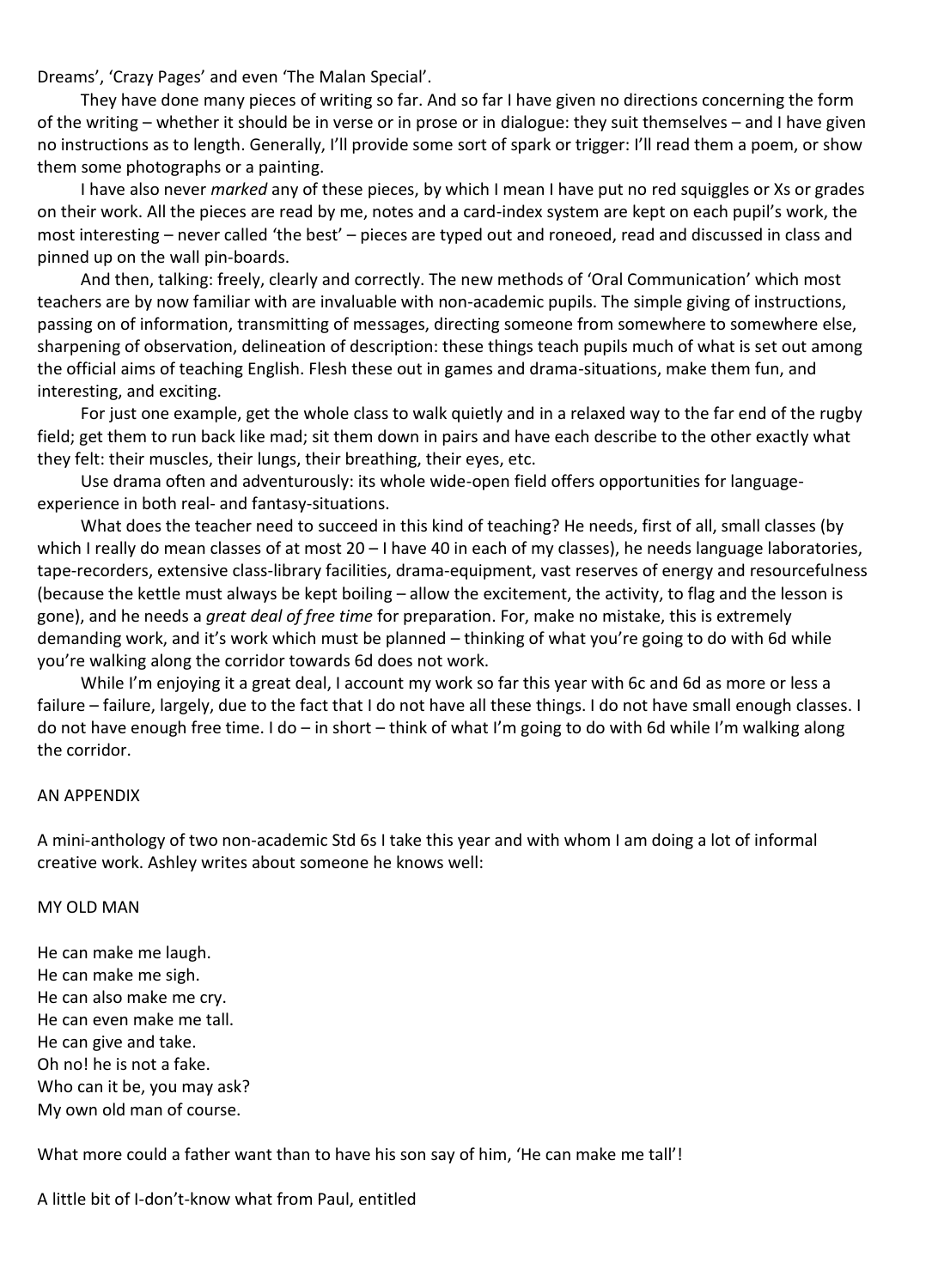Dreams', 'Crazy Pages' and even 'The Malan Special'.

They have done many pieces of writing so far. And so far I have given no directions concerning the form of the writing – whether it should be in verse or in prose or in dialogue: they suit themselves – and I have given no instructions as to length. Generally, I'll provide some sort of spark or trigger: I'll read them a poem, or show them some photographs or a painting.

I have also never *marked* any of these pieces, by which I mean I have put no red squiggles or Xs or grades on their work. All the pieces are read by me, notes and a card-index system are kept on each pupil's work, the most interesting – never called 'the best' – pieces are typed out and roneoed, read and discussed in class and pinned up on the wall pin-boards.

And then, talking: freely, clearly and correctly. The new methods of 'Oral Communication' which most teachers are by now familiar with are invaluable with non-academic pupils. The simple giving of instructions, passing on of information, transmitting of messages, directing someone from somewhere to somewhere else, sharpening of observation, delineation of description: these things teach pupils much of what is set out among the official aims of teaching English. Flesh these out in games and drama-situations, make them fun, and interesting, and exciting.

For just one example, get the whole class to walk quietly and in a relaxed way to the far end of the rugby field; get them to run back like mad; sit them down in pairs and have each describe to the other exactly what they felt: their muscles, their lungs, their breathing, their eyes, etc.

Use drama often and adventurously: its whole wide-open field offers opportunities for language-experience in both real- and fantasy-situations.

What does the teacher need to succeed in this kind of teaching? He needs, first of all, small classes (by which I really do mean classes of at most 20 – I have 40 in each of my classes), he needs language laboratories, tape-recorders, extensive class-library facilities, drama-equipment, vast reserves of energy and resourcefulness (because the kettle must always be kept boiling – allow the excitement, the activity, to flag and the lesson is gone), and he needs a *great deal of free time* for preparation. For, make no mistake, this is extremely demanding work, and it's work which must be planned – thinking of what you're going to do with 6d while you're walking along the corridor towards 6d does not work.

While I'm enjoying it a great deal, I account my work so far this year with 6c and 6d as more or less a failure – failure, largely, due to the fact that I do not have all these things. I do not have small enough classes. I do not have enough free time. I do – in short – think of what I'm going to do with 6d while I'm walking along the corridor.

AN APPENDIX

A mini-anthology of two non-academic Std 6s I take this year and with whom I am doing a lot of informal creative work. Ashley writes about someone he knows well:

MY OLD MAN

He can make me laugh.
He can make me sigh.
He can also make me cry.
He can even make me tall.
He can give and take.
Oh no! he is not a fake.
Who can it be, you may ask?
My own old man of course.

What more could a father want than to have his son say of him, 'He can make me tall'!

A little bit of I-don't-know what from Paul, entitled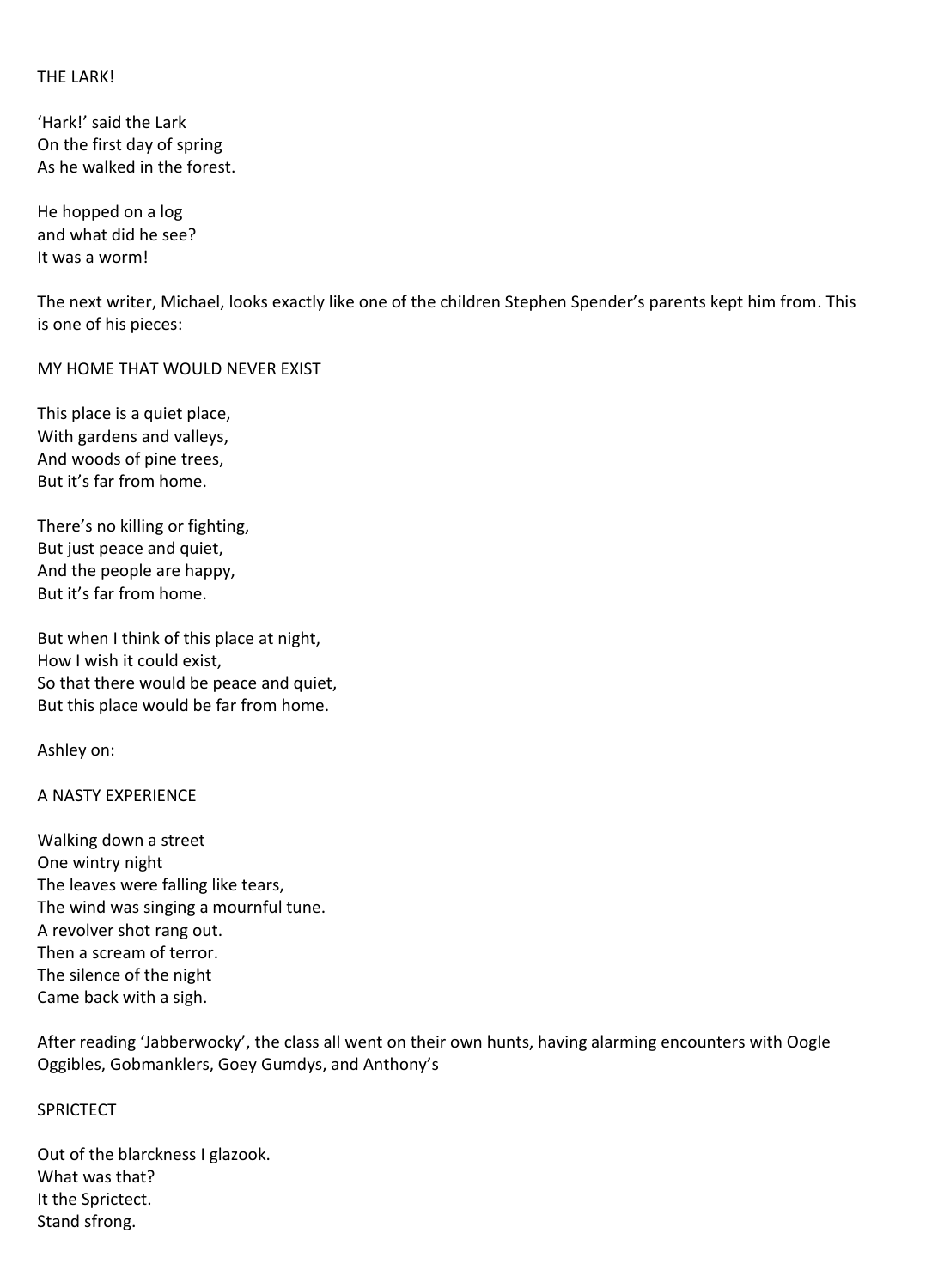THE LARK!

'Hark!' said the Lark  
On the first day of spring  
As he walked in the forest.

He hopped on a log  
and what did he see?  
It was a worm!

The next writer, Michael, looks exactly like one of the children Stephen Spender's parents kept him from. This is one of his pieces:

MY HOME THAT WOULD NEVER EXIST

This place is a quiet place,  
With gardens and valleys,  
And woods of pine trees,  
But it's far from home.

There's no killing or fighting,  
But just peace and quiet,  
And the people are happy,  
But it's far from home.

But when I think of this place at night,  
How I wish it could exist,  
So that there would be peace and quiet,  
But this place would be far from home.

Ashley on:

A NASTY EXPERIENCE

Walking down a street  
One wintry night  
The leaves were falling like tears,  
The wind was singing a mournful tune.  
A revolver shot rang out.  
Then a scream of terror.  
The silence of the night  
Came back with a sigh.

After reading 'Jabberwocky', the class all went on their own hunts, having alarming encounters with Oogle Oggibles, Gobmanklers, Goey Gumdys, and Anthony's

SPRICTECT

Out of the blarckness I glazook.  
What was that?  
It the Sprictect.  
Stand sfrong.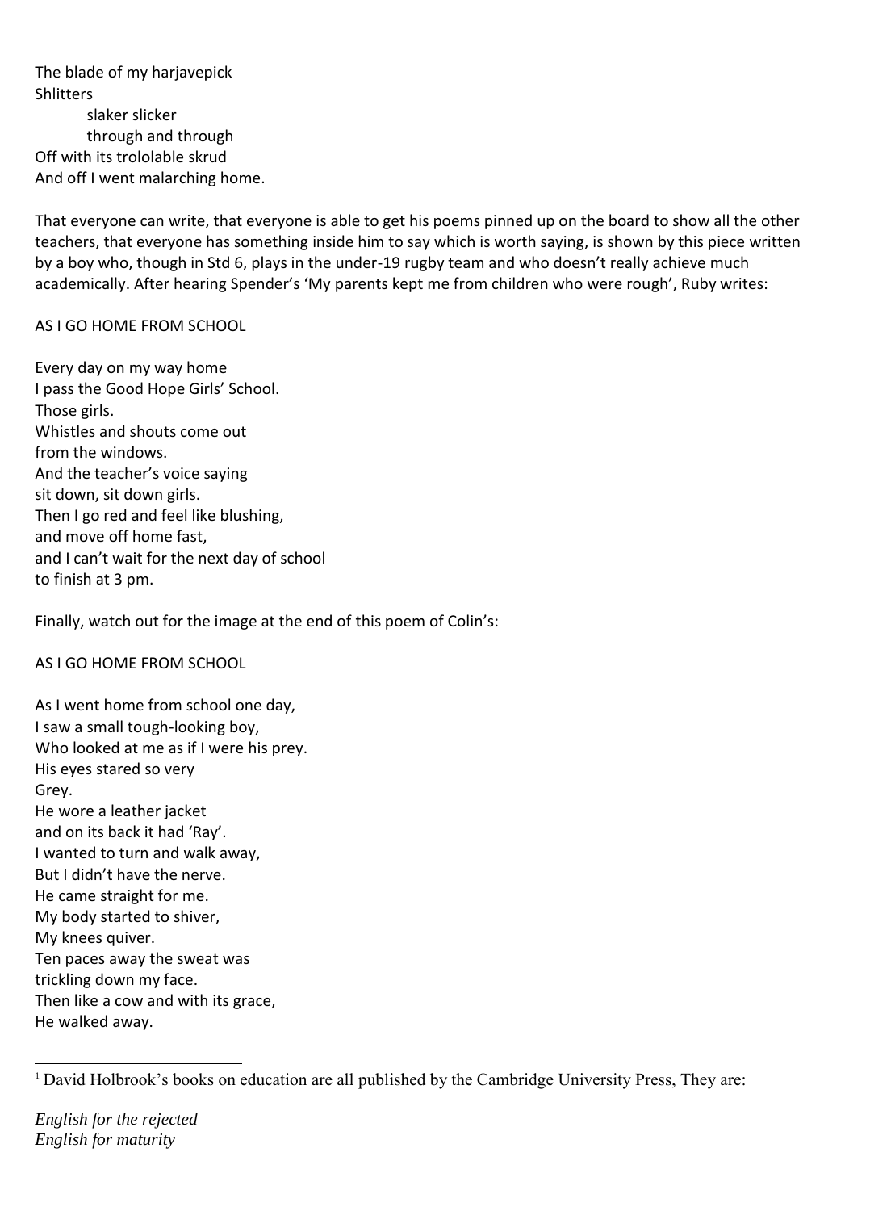The blade of my harjavepick
Shlitters
    slaker slicker
    through and through
Off with its trololable skrud
And off I went malarching home.

That everyone can write, that everyone is able to get his poems pinned up on the board to show all the other teachers, that everyone has something inside him to say which is worth saying, is shown by this piece written by a boy who, though in Std 6, plays in the under-19 rugby team and who doesn't really achieve much academically. After hearing Spender's 'My parents kept me from children who were rough', Ruby writes:

AS I GO HOME FROM SCHOOL

Every day on my way home
I pass the Good Hope Girls' School.
Those girls.
Whistles and shouts come out
from the windows.
And the teacher's voice saying
sit down, sit down girls.
Then I go red and feel like blushing,
and move off home fast,
and I can't wait for the next day of school
to finish at 3 pm.

Finally, watch out for the image at the end of this poem of Colin's:

AS I GO HOME FROM SCHOOL

As I went home from school one day,
I saw a small tough-looking boy,
Who looked at me as if I were his prey.
His eyes stared so very
Grey.
He wore a leather jacket
and on its back it had 'Ray'.
I wanted to turn and walk away,
But I didn't have the nerve.
He came straight for me.
My body started to shiver,
My knees quiver.
Ten paces away the sweat was
trickling down my face.
Then like a cow and with its grace,
He walked away.

---

[1] David Holbrook's books on education are all published by the Cambridge University Press, They are:

*English for the rejected*
*English for maturity*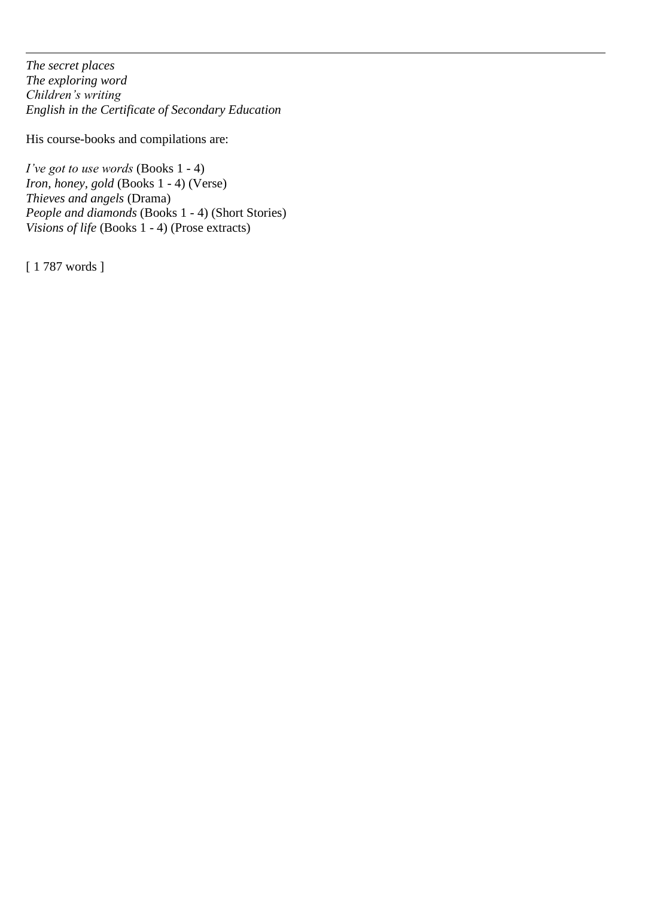*The secret places*
*The exploring word*
*Children's writing*
*English in the Certificate of Secondary Education*

His course-books and compilations are:

*I've got to use words* (Books 1 - 4)
*Iron, honey, gold* (Books 1 - 4) (Verse)
*Thieves and angels* (Drama)
*People and diamonds* (Books 1 - 4) (Short Stories)
*Visions of life* (Books 1 - 4) (Prose extracts)

[ 1 787 words ]